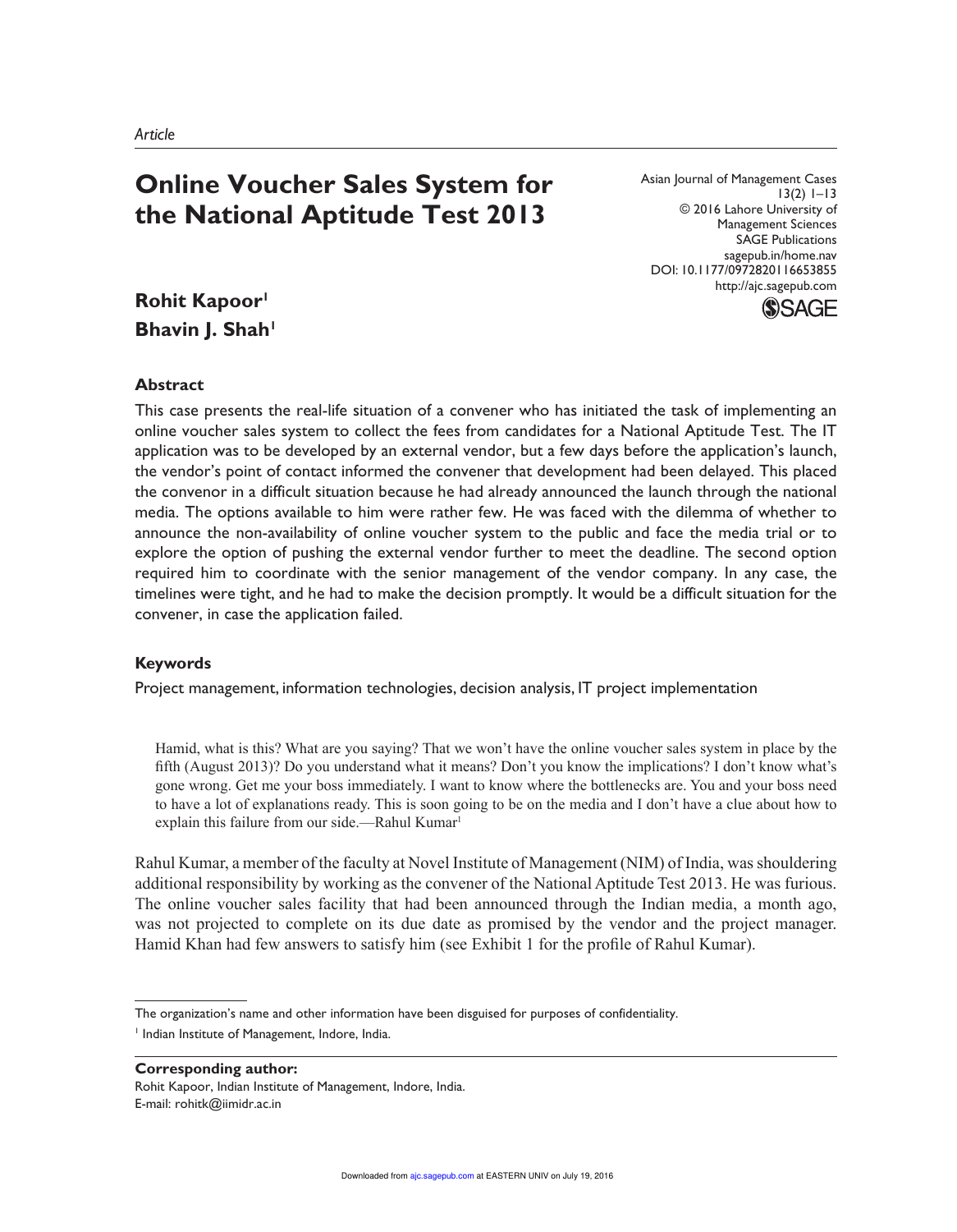*Article*

# Online Voucher Sales System for the National Aptitude Test 2013

Asian Journal of Management Cases
13(2) 1–13
© 2016 Lahore University of Management Sciences
SAGE Publications
sagepub.in/home.nav
DOI: 10.1177/0972820116653855
http://ajc.sagepub.com

**Rohit Kapoor**[1]
**Bhavin J. Shah**[1]

## Abstract

This case presents the real-life situation of a convener who has initiated the task of implementing an online voucher sales system to collect the fees from candidates for a National Aptitude Test. The IT application was to be developed by an external vendor, but a few days before the application's launch, the vendor's point of contact informed the convener that development had been delayed. This placed the convenor in a difficult situation because he had already announced the launch through the national media. The options available to him were rather few. He was faced with the dilemma of whether to announce the non-availability of online voucher system to the public and face the media trial or to explore the option of pushing the external vendor further to meet the deadline. The second option required him to coordinate with the senior management of the vendor company. In any case, the timelines were tight, and he had to make the decision promptly. It would be a difficult situation for the convener, in case the application failed.

## Keywords

Project management, information technologies, decision analysis, IT project implementation

> Hamid, what is this? What are you saying? That we won't have the online voucher sales system in place by the fifth (August 2013)? Do you understand what it means? Don't you know the implications? I don't know what's gone wrong. Get me your boss immediately. I want to know where the bottlenecks are. You and your boss need to have a lot of explanations ready. This is soon going to be on the media and I don't have a clue about how to explain this failure from our side.—Rahul Kumar[1]

Rahul Kumar, a member of the faculty at Novel Institute of Management (NIM) of India, was shouldering additional responsibility by working as the convener of the National Aptitude Test 2013. He was furious. The online voucher sales facility that had been announced through the Indian media, a month ago, was not projected to complete on its due date as promised by the vendor and the project manager. Hamid Khan had few answers to satisfy him (see Exhibit 1 for the profile of Rahul Kumar).

---

The organization's name and other information have been disguised for purposes of confidentiality.

[1] Indian Institute of Management, Indore, India.

**Corresponding author:**
Rohit Kapoor, Indian Institute of Management, Indore, India.
E-mail: rohitk@iimidr.ac.in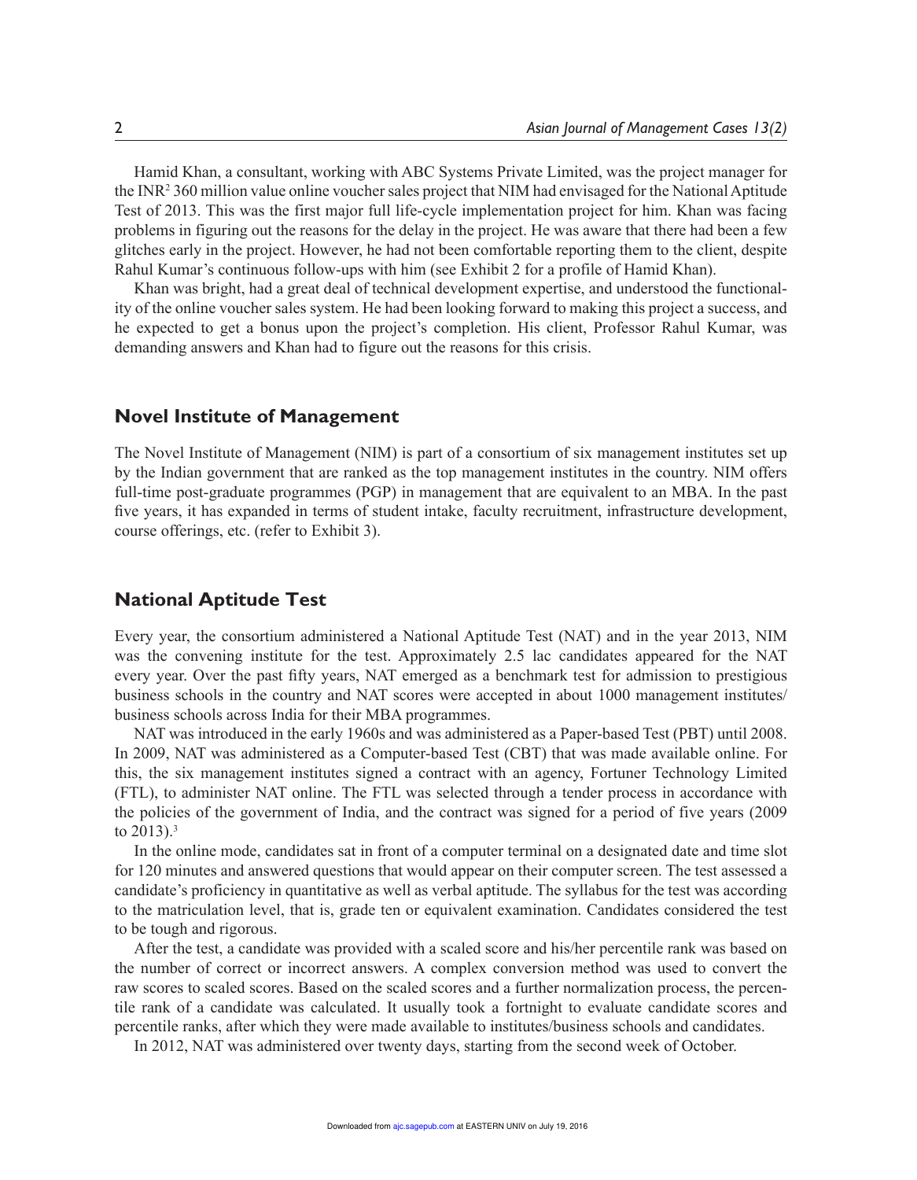Hamid Khan, a consultant, working with ABC Systems Private Limited, was the project manager for the INR[2] 360 million value online voucher sales project that NIM had envisaged for the National Aptitude Test of 2013. This was the first major full life-cycle implementation project for him. Khan was facing problems in figuring out the reasons for the delay in the project. He was aware that there had been a few glitches early in the project. However, he had not been comfortable reporting them to the client, despite Rahul Kumar's continuous follow-ups with him (see Exhibit 2 for a profile of Hamid Khan).

Khan was bright, had a great deal of technical development expertise, and understood the functionality of the online voucher sales system. He had been looking forward to making this project a success, and he expected to get a bonus upon the project's completion. His client, Professor Rahul Kumar, was demanding answers and Khan had to figure out the reasons for this crisis.

## Novel Institute of Management

The Novel Institute of Management (NIM) is part of a consortium of six management institutes set up by the Indian government that are ranked as the top management institutes in the country. NIM offers full-time post-graduate programmes (PGP) in management that are equivalent to an MBA. In the past five years, it has expanded in terms of student intake, faculty recruitment, infrastructure development, course offerings, etc. (refer to Exhibit 3).

## National Aptitude Test

Every year, the consortium administered a National Aptitude Test (NAT) and in the year 2013, NIM was the convening institute for the test. Approximately 2.5 lac candidates appeared for the NAT every year. Over the past fifty years, NAT emerged as a benchmark test for admission to prestigious business schools in the country and NAT scores were accepted in about 1000 management institutes/ business schools across India for their MBA programmes.

NAT was introduced in the early 1960s and was administered as a Paper-based Test (PBT) until 2008. In 2009, NAT was administered as a Computer-based Test (CBT) that was made available online. For this, the six management institutes signed a contract with an agency, Fortuner Technology Limited (FTL), to administer NAT online. The FTL was selected through a tender process in accordance with the policies of the government of India, and the contract was signed for a period of five years (2009 to 2013).[3]

In the online mode, candidates sat in front of a computer terminal on a designated date and time slot for 120 minutes and answered questions that would appear on their computer screen. The test assessed a candidate's proficiency in quantitative as well as verbal aptitude. The syllabus for the test was according to the matriculation level, that is, grade ten or equivalent examination. Candidates considered the test to be tough and rigorous.

After the test, a candidate was provided with a scaled score and his/her percentile rank was based on the number of correct or incorrect answers. A complex conversion method was used to convert the raw scores to scaled scores. Based on the scaled scores and a further normalization process, the percentile rank of a candidate was calculated. It usually took a fortnight to evaluate candidate scores and percentile ranks, after which they were made available to institutes/business schools and candidates.

In 2012, NAT was administered over twenty days, starting from the second week of October.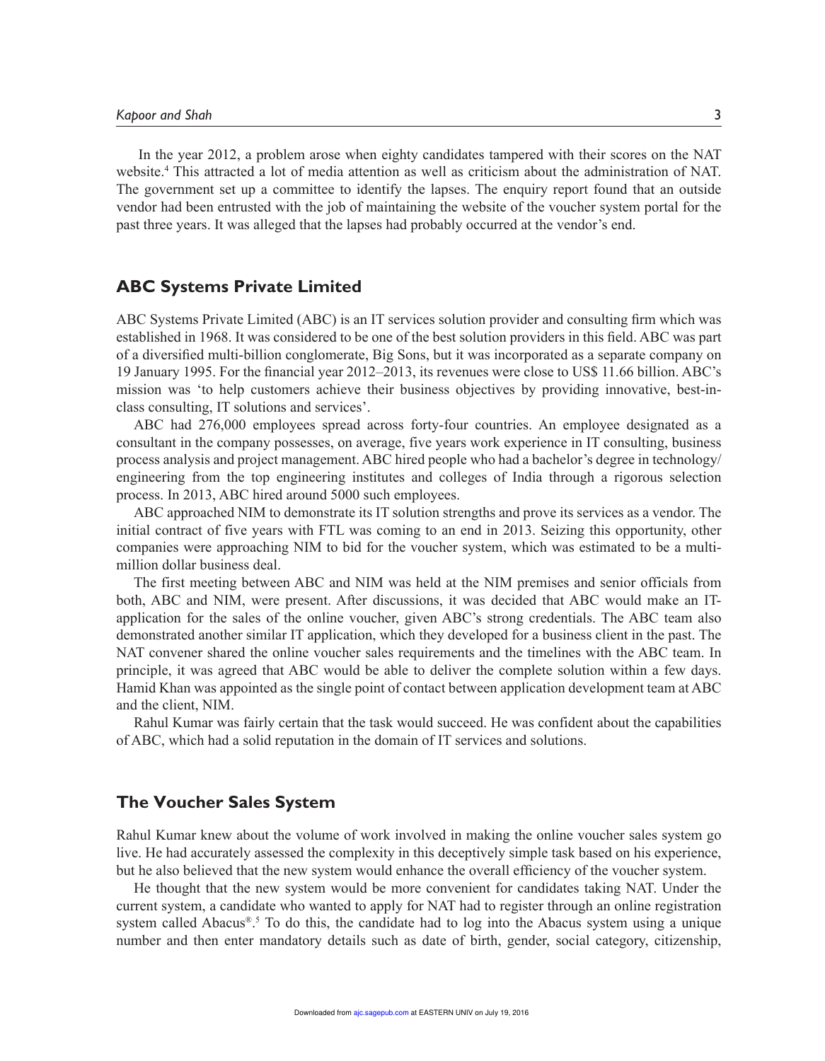In the year 2012, a problem arose when eighty candidates tampered with their scores on the NAT website.[4] This attracted a lot of media attention as well as criticism about the administration of NAT. The government set up a committee to identify the lapses. The enquiry report found that an outside vendor had been entrusted with the job of maintaining the website of the voucher system portal for the past three years. It was alleged that the lapses had probably occurred at the vendor's end.

## ABC Systems Private Limited

ABC Systems Private Limited (ABC) is an IT services solution provider and consulting firm which was established in 1968. It was considered to be one of the best solution providers in this field. ABC was part of a diversified multi-billion conglomerate, Big Sons, but it was incorporated as a separate company on 19 January 1995. For the financial year 2012–2013, its revenues were close to US$ 11.66 billion. ABC's mission was 'to help customers achieve their business objectives by providing innovative, best-in-class consulting, IT solutions and services'.

ABC had 276,000 employees spread across forty-four countries. An employee designated as a consultant in the company possesses, on average, five years work experience in IT consulting, business process analysis and project management. ABC hired people who had a bachelor's degree in technology/engineering from the top engineering institutes and colleges of India through a rigorous selection process. In 2013, ABC hired around 5000 such employees.

ABC approached NIM to demonstrate its IT solution strengths and prove its services as a vendor. The initial contract of five years with FTL was coming to an end in 2013. Seizing this opportunity, other companies were approaching NIM to bid for the voucher system, which was estimated to be a multi-million dollar business deal.

The first meeting between ABC and NIM was held at the NIM premises and senior officials from both, ABC and NIM, were present. After discussions, it was decided that ABC would make an IT-application for the sales of the online voucher, given ABC's strong credentials. The ABC team also demonstrated another similar IT application, which they developed for a business client in the past. The NAT convener shared the online voucher sales requirements and the timelines with the ABC team. In principle, it was agreed that ABC would be able to deliver the complete solution within a few days. Hamid Khan was appointed as the single point of contact between application development team at ABC and the client, NIM.

Rahul Kumar was fairly certain that the task would succeed. He was confident about the capabilities of ABC, which had a solid reputation in the domain of IT services and solutions.

## The Voucher Sales System

Rahul Kumar knew about the volume of work involved in making the online voucher sales system go live. He had accurately assessed the complexity in this deceptively simple task based on his experience, but he also believed that the new system would enhance the overall efficiency of the voucher system.

He thought that the new system would be more convenient for candidates taking NAT. Under the current system, a candidate who wanted to apply for NAT had to register through an online registration system called Abacus®.[5] To do this, the candidate had to log into the Abacus system using a unique number and then enter mandatory details such as date of birth, gender, social category, citizenship,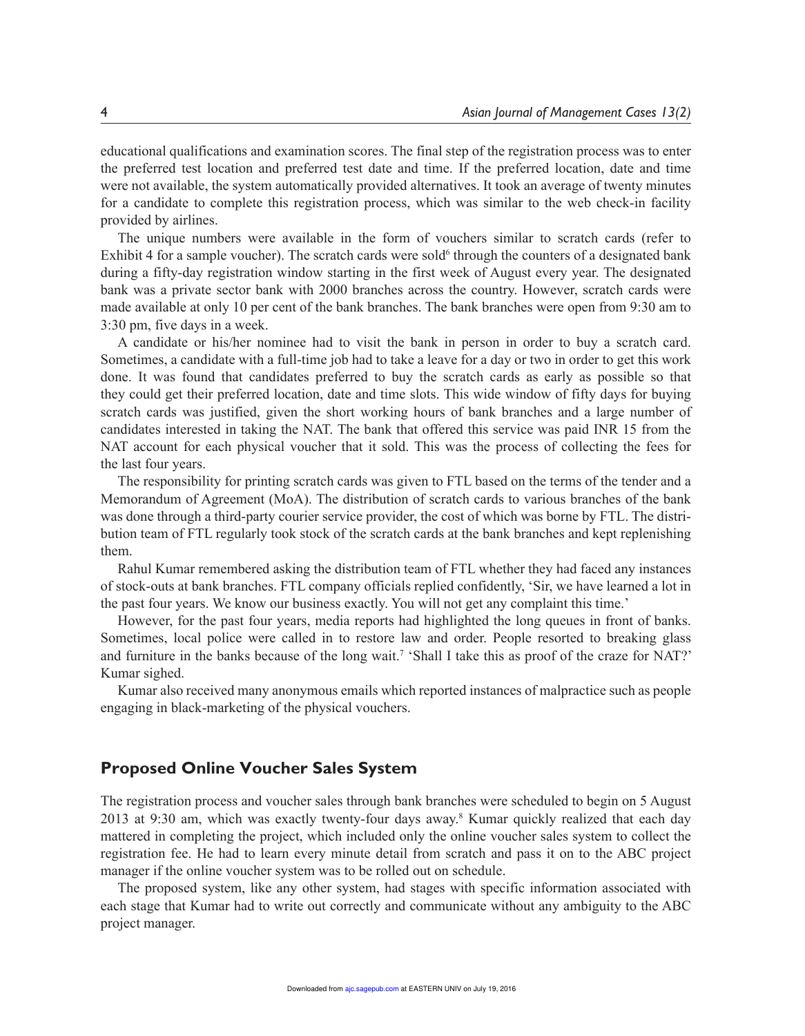educational qualifications and examination scores. The final step of the registration process was to enter the preferred test location and preferred test date and time. If the preferred location, date and time were not available, the system automatically provided alternatives. It took an average of twenty minutes for a candidate to complete this registration process, which was similar to the web check-in facility provided by airlines.

The unique numbers were available in the form of vouchers similar to scratch cards (refer to Exhibit 4 for a sample voucher). The scratch cards were sold[6] through the counters of a designated bank during a fifty-day registration window starting in the first week of August every year. The designated bank was a private sector bank with 2000 branches across the country. However, scratch cards were made available at only 10 per cent of the bank branches. The bank branches were open from 9:30 am to 3:30 pm, five days in a week.

A candidate or his/her nominee had to visit the bank in person in order to buy a scratch card. Sometimes, a candidate with a full-time job had to take a leave for a day or two in order to get this work done. It was found that candidates preferred to buy the scratch cards as early as possible so that they could get their preferred location, date and time slots. This wide window of fifty days for buying scratch cards was justified, given the short working hours of bank branches and a large number of candidates interested in taking the NAT. The bank that offered this service was paid INR 15 from the NAT account for each physical voucher that it sold. This was the process of collecting the fees for the last four years.

The responsibility for printing scratch cards was given to FTL based on the terms of the tender and a Memorandum of Agreement (MoA). The distribution of scratch cards to various branches of the bank was done through a third-party courier service provider, the cost of which was borne by FTL. The distribution team of FTL regularly took stock of the scratch cards at the bank branches and kept replenishing them.

Rahul Kumar remembered asking the distribution team of FTL whether they had faced any instances of stock-outs at bank branches. FTL company officials replied confidently, 'Sir, we have learned a lot in the past four years. We know our business exactly. You will not get any complaint this time.'

However, for the past four years, media reports had highlighted the long queues in front of banks. Sometimes, local police were called in to restore law and order. People resorted to breaking glass and furniture in the banks because of the long wait.[7] 'Shall I take this as proof of the craze for NAT?' Kumar sighed.

Kumar also received many anonymous emails which reported instances of malpractice such as people engaging in black-marketing of the physical vouchers.

## Proposed Online Voucher Sales System

The registration process and voucher sales through bank branches were scheduled to begin on 5 August 2013 at 9:30 am, which was exactly twenty-four days away.[8] Kumar quickly realized that each day mattered in completing the project, which included only the online voucher sales system to collect the registration fee. He had to learn every minute detail from scratch and pass it on to the ABC project manager if the online voucher system was to be rolled out on schedule.

The proposed system, like any other system, had stages with specific information associated with each stage that Kumar had to write out correctly and communicate without any ambiguity to the ABC project manager.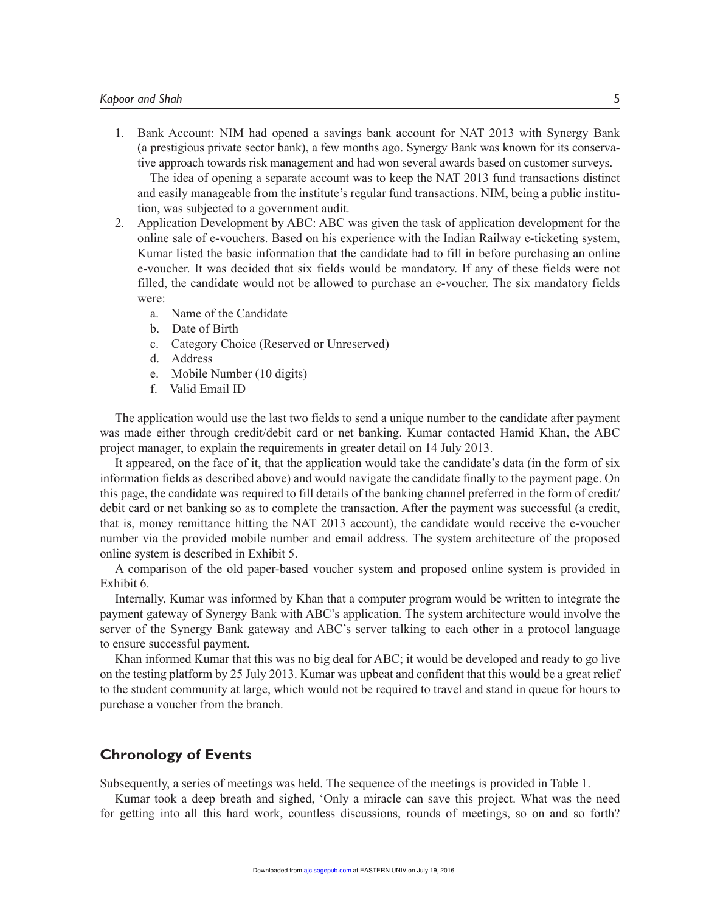1. Bank Account: NIM had opened a savings bank account for NAT 2013 with Synergy Bank (a prestigious private sector bank), a few months ago. Synergy Bank was known for its conservative approach towards risk management and had won several awards based on customer surveys.

   The idea of opening a separate account was to keep the NAT 2013 fund transactions distinct and easily manageable from the institute's regular fund transactions. NIM, being a public institution, was subjected to a government audit.
2. Application Development by ABC: ABC was given the task of application development for the online sale of e-vouchers. Based on his experience with the Indian Railway e-ticketing system, Kumar listed the basic information that the candidate had to fill in before purchasing an online e-voucher. It was decided that six fields would be mandatory. If any of these fields were not filled, the candidate would not be allowed to purchase an e-voucher. The six mandatory fields were:
   a. Name of the Candidate
   b. Date of Birth
   c. Category Choice (Reserved or Unreserved)
   d. Address
   e. Mobile Number (10 digits)
   f. Valid Email ID

The application would use the last two fields to send a unique number to the candidate after payment was made either through credit/debit card or net banking. Kumar contacted Hamid Khan, the ABC project manager, to explain the requirements in greater detail on 14 July 2013.

It appeared, on the face of it, that the application would take the candidate's data (in the form of six information fields as described above) and would navigate the candidate finally to the payment page. On this page, the candidate was required to fill details of the banking channel preferred in the form of credit/debit card or net banking so as to complete the transaction. After the payment was successful (a credit, that is, money remittance hitting the NAT 2013 account), the candidate would receive the e-voucher number via the provided mobile number and email address. The system architecture of the proposed online system is described in Exhibit 5.

A comparison of the old paper-based voucher system and proposed online system is provided in Exhibit 6.

Internally, Kumar was informed by Khan that a computer program would be written to integrate the payment gateway of Synergy Bank with ABC's application. The system architecture would involve the server of the Synergy Bank gateway and ABC's server talking to each other in a protocol language to ensure successful payment.

Khan informed Kumar that this was no big deal for ABC; it would be developed and ready to go live on the testing platform by 25 July 2013. Kumar was upbeat and confident that this would be a great relief to the student community at large, which would not be required to travel and stand in queue for hours to purchase a voucher from the branch.

## Chronology of Events

Subsequently, a series of meetings was held. The sequence of the meetings is provided in Table 1.

Kumar took a deep breath and sighed, 'Only a miracle can save this project. What was the need for getting into all this hard work, countless discussions, rounds of meetings, so on and so forth?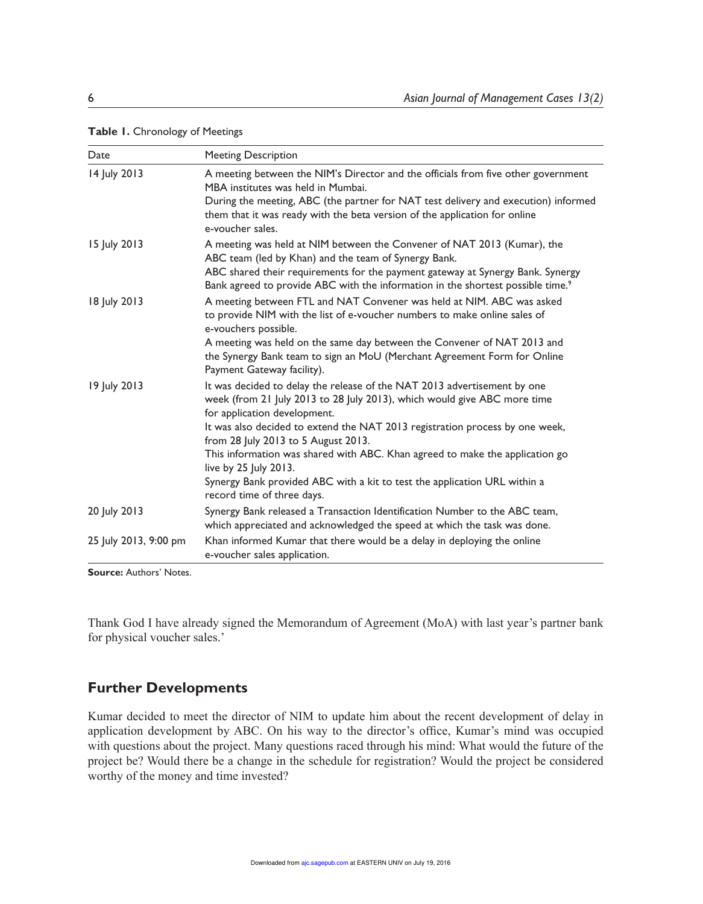**Table 1.** Chronology of Meetings

| Date | Meeting Description |
|---|---|
| 14 July 2013 | A meeting between the NIM's Director and the officials from five other government MBA institutes was held in Mumbai. During the meeting, ABC (the partner for NAT test delivery and execution) informed them that it was ready with the beta version of the application for online e-voucher sales. |
| 15 July 2013 | A meeting was held at NIM between the Convener of NAT 2013 (Kumar), the ABC team (led by Khan) and the team of Synergy Bank. ABC shared their requirements for the payment gateway at Synergy Bank. Synergy Bank agreed to provide ABC with the information in the shortest possible time.[9] |
| 18 July 2013 | A meeting between FTL and NAT Convener was held at NIM. ABC was asked to provide NIM with the list of e-voucher numbers to make online sales of e-vouchers possible. A meeting was held on the same day between the Convener of NAT 2013 and the Synergy Bank team to sign an MoU (Merchant Agreement Form for Online Payment Gateway facility). |
| 19 July 2013 | It was decided to delay the release of the NAT 2013 advertisement by one week (from 21 July 2013 to 28 July 2013), which would give ABC more time for application development. It was also decided to extend the NAT 2013 registration process by one week, from 28 July 2013 to 5 August 2013. This information was shared with ABC. Khan agreed to make the application go live by 25 July 2013. Synergy Bank provided ABC with a kit to test the application URL within a record time of three days. |
| 20 July 2013 | Synergy Bank released a Transaction Identification Number to the ABC team, which appreciated and acknowledged the speed at which the task was done. |
| 25 July 2013, 9:00 pm | Khan informed Kumar that there would be a delay in deploying the online e-voucher sales application. |

**Source:** Authors' Notes.

Thank God I have already signed the Memorandum of Agreement (MoA) with last year's partner bank for physical voucher sales.'

## Further Developments

Kumar decided to meet the director of NIM to update him about the recent development of delay in application development by ABC. On his way to the director's office, Kumar's mind was occupied with questions about the project. Many questions raced through his mind: What would the future of the project be? Would there be a change in the schedule for registration? Would the project be considered worthy of the money and time invested?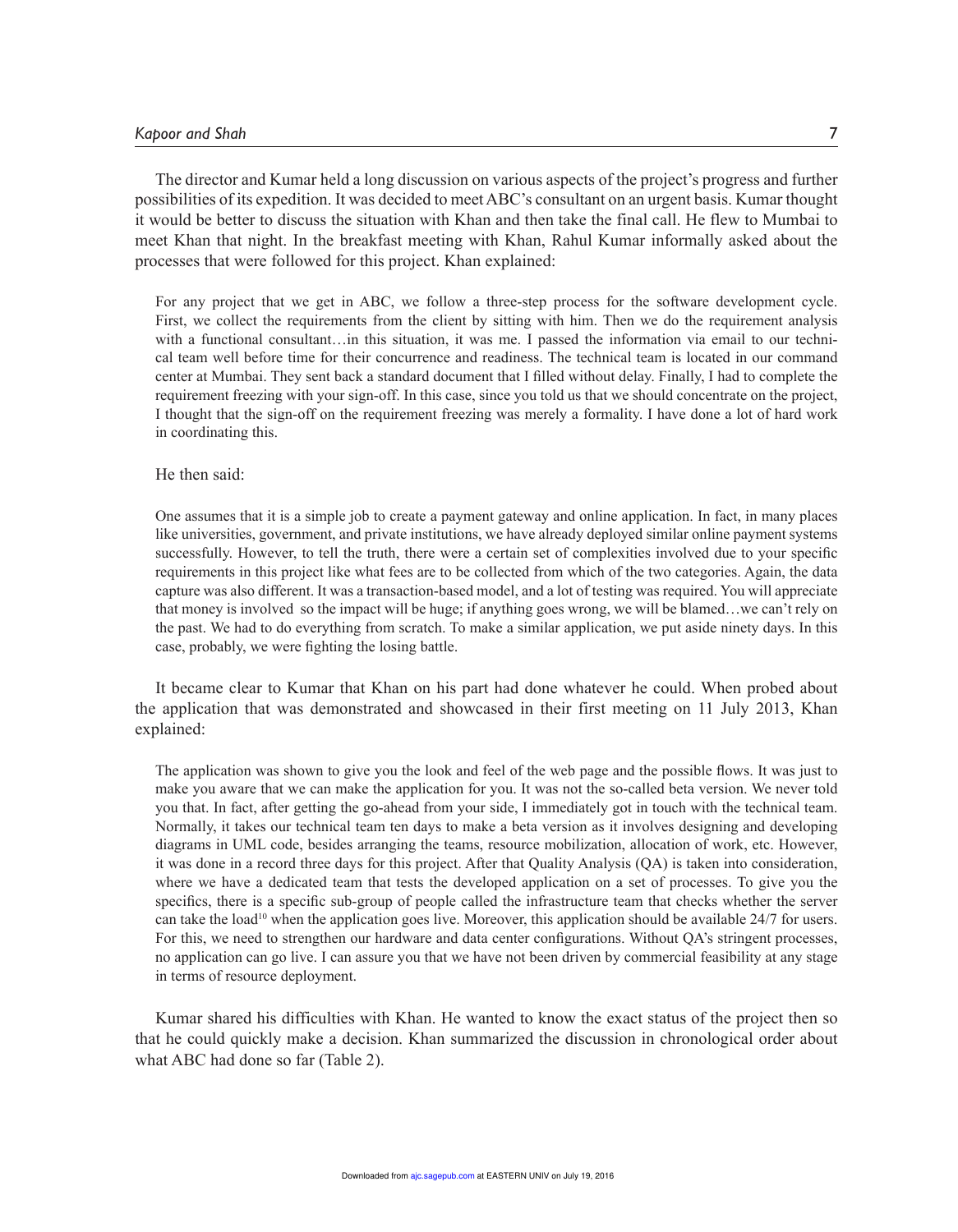The director and Kumar held a long discussion on various aspects of the project's progress and further possibilities of its expedition. It was decided to meet ABC's consultant on an urgent basis. Kumar thought it would be better to discuss the situation with Khan and then take the final call. He flew to Mumbai to meet Khan that night. In the breakfast meeting with Khan, Rahul Kumar informally asked about the processes that were followed for this project. Khan explained:

> For any project that we get in ABC, we follow a three-step process for the software development cycle. First, we collect the requirements from the client by sitting with him. Then we do the requirement analysis with a functional consultant…in this situation, it was me. I passed the information via email to our technical team well before time for their concurrence and readiness. The technical team is located in our command center at Mumbai. They sent back a standard document that I filled without delay. Finally, I had to complete the requirement freezing with your sign-off. In this case, since you told us that we should concentrate on the project, I thought that the sign-off on the requirement freezing was merely a formality. I have done a lot of hard work in coordinating this.

He then said:

> One assumes that it is a simple job to create a payment gateway and online application. In fact, in many places like universities, government, and private institutions, we have already deployed similar online payment systems successfully. However, to tell the truth, there were a certain set of complexities involved due to your specific requirements in this project like what fees are to be collected from which of the two categories. Again, the data capture was also different. It was a transaction-based model, and a lot of testing was required. You will appreciate that money is involved so the impact will be huge; if anything goes wrong, we will be blamed…we can't rely on the past. We had to do everything from scratch. To make a similar application, we put aside ninety days. In this case, probably, we were fighting the losing battle.

It became clear to Kumar that Khan on his part had done whatever he could. When probed about the application that was demonstrated and showcased in their first meeting on 11 July 2013, Khan explained:

> The application was shown to give you the look and feel of the web page and the possible flows. It was just to make you aware that we can make the application for you. It was not the so-called beta version. We never told you that. In fact, after getting the go-ahead from your side, I immediately got in touch with the technical team. Normally, it takes our technical team ten days to make a beta version as it involves designing and developing diagrams in UML code, besides arranging the teams, resource mobilization, allocation of work, etc. However, it was done in a record three days for this project. After that Quality Analysis (QA) is taken into consideration, where we have a dedicated team that tests the developed application on a set of processes. To give you the specifics, there is a specific sub-group of people called the infrastructure team that checks whether the server can take the load[10] when the application goes live. Moreover, this application should be available 24/7 for users. For this, we need to strengthen our hardware and data center configurations. Without QA's stringent processes, no application can go live. I can assure you that we have not been driven by commercial feasibility at any stage in terms of resource deployment.

Kumar shared his difficulties with Khan. He wanted to know the exact status of the project then so that he could quickly make a decision. Khan summarized the discussion in chronological order about what ABC had done so far (Table 2).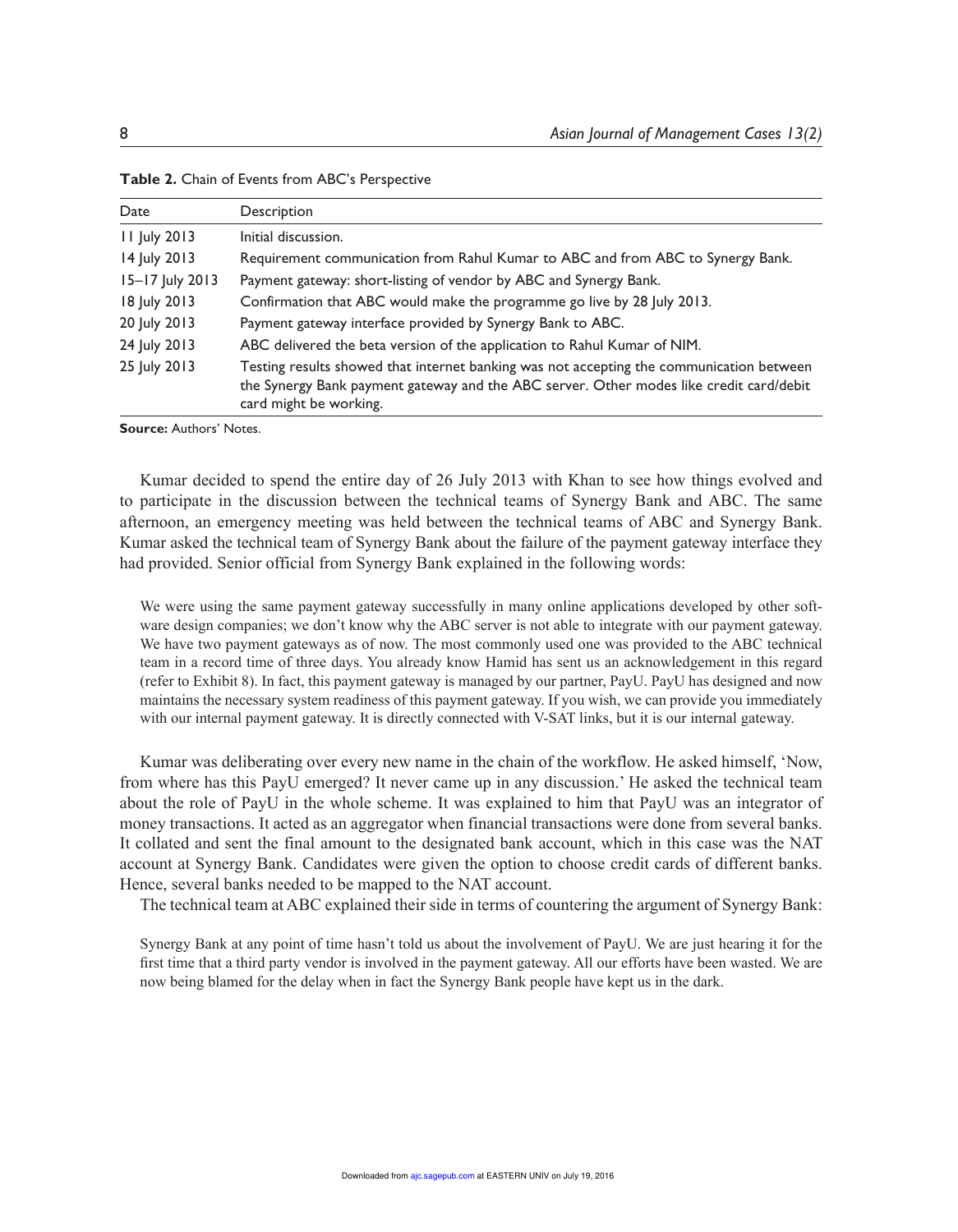**Table 2.** Chain of Events from ABC's Perspective

| Date | Description |
|---|---|
| 11 July 2013 | Initial discussion. |
| 14 July 2013 | Requirement communication from Rahul Kumar to ABC and from ABC to Synergy Bank. |
| 15–17 July 2013 | Payment gateway: short-listing of vendor by ABC and Synergy Bank. |
| 18 July 2013 | Confirmation that ABC would make the programme go live by 28 July 2013. |
| 20 July 2013 | Payment gateway interface provided by Synergy Bank to ABC. |
| 24 July 2013 | ABC delivered the beta version of the application to Rahul Kumar of NIM. |
| 25 July 2013 | Testing results showed that internet banking was not accepting the communication between the Synergy Bank payment gateway and the ABC server. Other modes like credit card/debit card might be working. |

**Source:** Authors' Notes.

Kumar decided to spend the entire day of 26 July 2013 with Khan to see how things evolved and to participate in the discussion between the technical teams of Synergy Bank and ABC. The same afternoon, an emergency meeting was held between the technical teams of ABC and Synergy Bank. Kumar asked the technical team of Synergy Bank about the failure of the payment gateway interface they had provided. Senior official from Synergy Bank explained in the following words:

> We were using the same payment gateway successfully in many online applications developed by other software design companies; we don't know why the ABC server is not able to integrate with our payment gateway. We have two payment gateways as of now. The most commonly used one was provided to the ABC technical team in a record time of three days. You already know Hamid has sent us an acknowledgement in this regard (refer to Exhibit 8). In fact, this payment gateway is managed by our partner, PayU. PayU has designed and now maintains the necessary system readiness of this payment gateway. If you wish, we can provide you immediately with our internal payment gateway. It is directly connected with V-SAT links, but it is our internal gateway.

Kumar was deliberating over every new name in the chain of the workflow. He asked himself, 'Now, from where has this PayU emerged? It never came up in any discussion.' He asked the technical team about the role of PayU in the whole scheme. It was explained to him that PayU was an integrator of money transactions. It acted as an aggregator when financial transactions were done from several banks. It collated and sent the final amount to the designated bank account, which in this case was the NAT account at Synergy Bank. Candidates were given the option to choose credit cards of different banks. Hence, several banks needed to be mapped to the NAT account.

The technical team at ABC explained their side in terms of countering the argument of Synergy Bank:

> Synergy Bank at any point of time hasn't told us about the involvement of PayU. We are just hearing it for the first time that a third party vendor is involved in the payment gateway. All our efforts have been wasted. We are now being blamed for the delay when in fact the Synergy Bank people have kept us in the dark.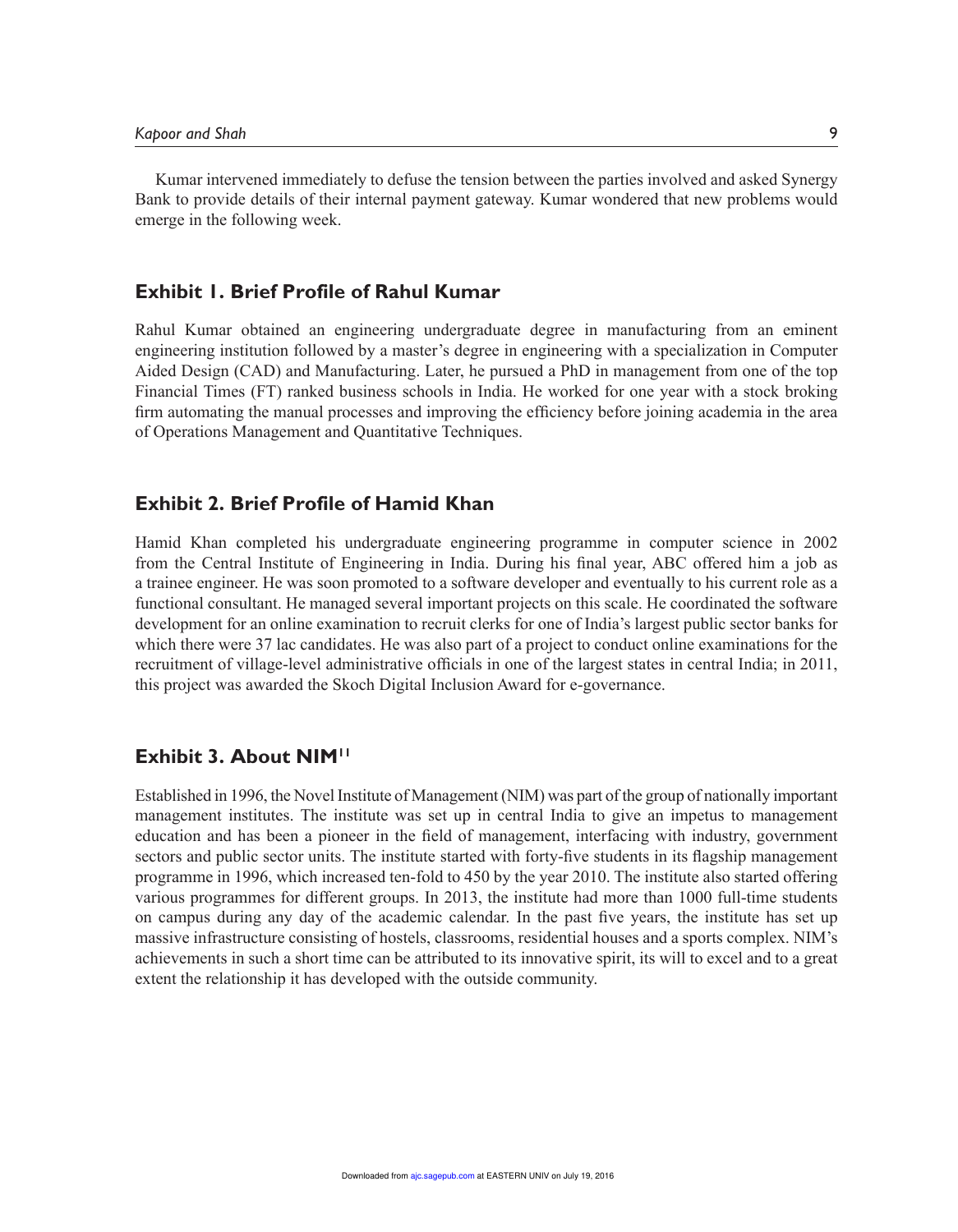Kumar intervened immediately to defuse the tension between the parties involved and asked Synergy Bank to provide details of their internal payment gateway. Kumar wondered that new problems would emerge in the following week.

## Exhibit 1. Brief Profile of Rahul Kumar

Rahul Kumar obtained an engineering undergraduate degree in manufacturing from an eminent engineering institution followed by a master's degree in engineering with a specialization in Computer Aided Design (CAD) and Manufacturing. Later, he pursued a PhD in management from one of the top Financial Times (FT) ranked business schools in India. He worked for one year with a stock broking firm automating the manual processes and improving the efficiency before joining academia in the area of Operations Management and Quantitative Techniques.

## Exhibit 2. Brief Profile of Hamid Khan

Hamid Khan completed his undergraduate engineering programme in computer science in 2002 from the Central Institute of Engineering in India. During his final year, ABC offered him a job as a trainee engineer. He was soon promoted to a software developer and eventually to his current role as a functional consultant. He managed several important projects on this scale. He coordinated the software development for an online examination to recruit clerks for one of India's largest public sector banks for which there were 37 lac candidates. He was also part of a project to conduct online examinations for the recruitment of village-level administrative officials in one of the largest states in central India; in 2011, this project was awarded the Skoch Digital Inclusion Award for e-governance.

## Exhibit 3. About NIM[11]

Established in 1996, the Novel Institute of Management (NIM) was part of the group of nationally important management institutes. The institute was set up in central India to give an impetus to management education and has been a pioneer in the field of management, interfacing with industry, government sectors and public sector units. The institute started with forty-five students in its flagship management programme in 1996, which increased ten-fold to 450 by the year 2010. The institute also started offering various programmes for different groups. In 2013, the institute had more than 1000 full-time students on campus during any day of the academic calendar. In the past five years, the institute has set up massive infrastructure consisting of hostels, classrooms, residential houses and a sports complex. NIM's achievements in such a short time can be attributed to its innovative spirit, its will to excel and to a great extent the relationship it has developed with the outside community.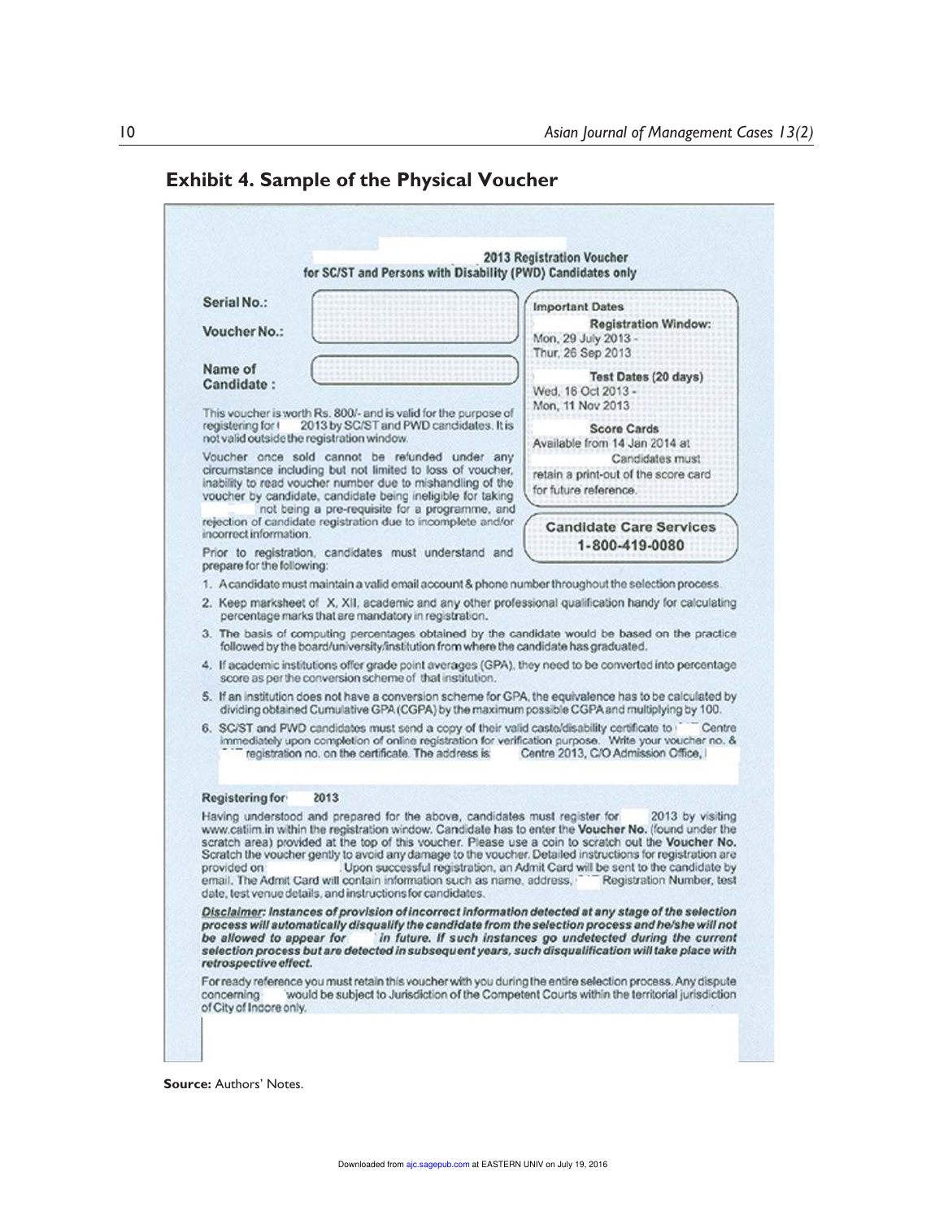## Exhibit 4. Sample of the Physical Voucher

**2013 Registration Voucher**
**for SC/ST and Persons with Disability (PWD) Candidates only**

**Serial No.:**

**Voucher No.:**

**Name of Candidate :**

**Important Dates**

**Registration Window:**
Mon, 29 July 2013 - Thur, 26 Sep 2013

**Test Dates (20 days)**
Wed, 16 Oct 2013 - Mon, 11 Nov 2013

**Score Cards**
Available from 14 Jan 2014 at Candidates must retain a print-out of the score card for future reference.

**Candidate Care Services**
**1-800-419-0080**

This voucher is worth Rs. 800/- and is valid for the purpose of registering for 2013 by SC/ST and PWD candidates. It is not valid outside the registration window.

Voucher once sold cannot be refunded under any circumstance including but not limited to loss of voucher, inability to read voucher number due to mishandling of the voucher by candidate, candidate being ineligible for taking not being a pre-requisite for a programme, and rejection of candidate registration due to incomplete and/or incorrect information.

Prior to registration, candidates must understand and prepare for the following:

1. A candidate must maintain a valid email account & phone number throughout the selection process.
2. Keep marksheet of X, XII, academic and any other professional qualification handy for calculating percentage marks that are mandatory in registration.
3. The basis of computing percentages obtained by the candidate would be based on the practice followed by the board/university/institution from where the candidate has graduated.
4. If academic institutions offer grade point averages (GPA), they need to be converted into percentage score as per the conversion scheme of that institution.
5. If an institution does not have a conversion scheme for GPA, the equivalence has to be calculated by dividing obtained Cumulative GPA (CGPA) by the maximum possible CGPA and multiplying by 100.
6. SC/ST and PWD candidates must send a copy of their valid caste/disability certificate to Centre immediately upon completion of online registration for verification purpose. Write your voucher no. & registration no. on the certificate. The address is Centre 2013, C/O Admission Office,

**Registering for 2013**

Having understood and prepared for the above, candidates must register for 2013 by visiting www.catiim.in within the registration window. Candidate has to enter the **Voucher No.** (found under the scratch area) provided at the top of this voucher. Please use a coin to scratch out the **Voucher No.** Scratch the voucher gently to avoid any damage to the voucher. Detailed instructions for registration are provided on . Upon successful registration, an Admit Card will be sent to the candidate by email. The Admit Card will contain information such as name, address, Registration Number, test date, test venue details, and instructions for candidates.

***Disclaimer:** Instances of provision of incorrect information detected at any stage of the selection process will automatically disqualify the candidate from the selection process and he/she will not be allowed to appear for in future. If such instances go undetected during the current selection process but are detected in subsequent years, such disqualification will take place with retrospective effect.*

For ready reference you must retain this voucher with you during the entire selection process. Any dispute concerning would be subject to Jurisdiction of the Competent Courts within the territorial jurisdiction of City of Indore only.

**Source:** Authors' Notes.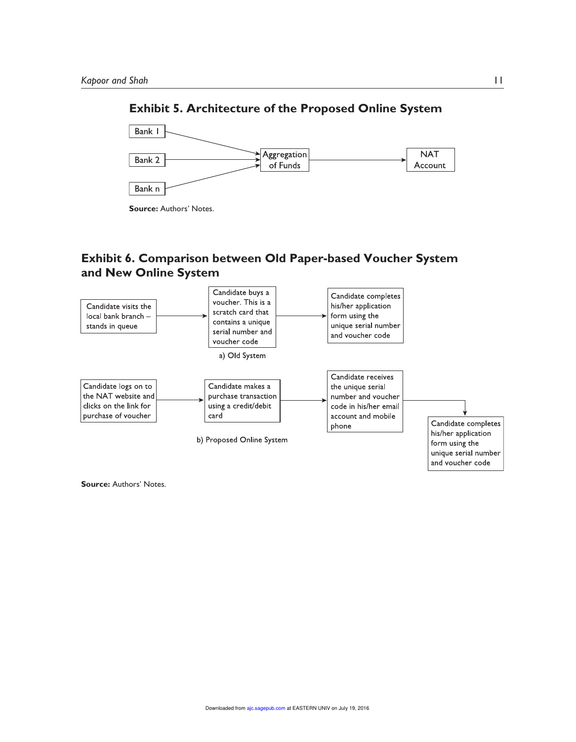## Exhibit 5. Architecture of the Proposed Online System

Bank 1 → Aggregation of Funds

Bank 2 → Aggregation of Funds

Bank n → Aggregation of Funds

Aggregation of Funds → NAT Account

**Source:** Authors' Notes.

## Exhibit 6. Comparison between Old Paper-based Voucher System and New Online System

Candidate visits the local bank branch – stands in queue → Candidate buys a voucher. This is a scratch card that contains a unique serial number and voucher code → Candidate completes his/her application form using the unique serial number and voucher code

a) Old System

Candidate logs on to the NAT website and clicks on the link for purchase of voucher → Candidate makes a purchase transaction using a credit/debit card → Candidate receives the unique serial number and voucher code in his/her email account and mobile phone → Candidate completes his/her application form using the unique serial number and voucher code

b) Proposed Online System

**Source:** Authors' Notes.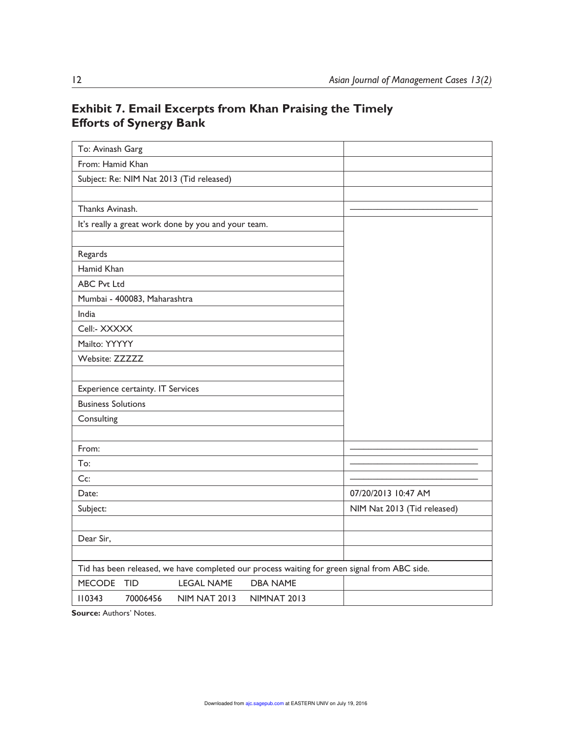## Exhibit 7. Email Excerpts from Khan Praising the Timely Efforts of Synergy Bank

| | |
|---|---|
| To: Avinash Garg | |
| From: Hamid Khan | |
| Subject: Re: NIM Nat 2013 (Tid released) | |
| | |
| Thanks Avinash. | ________________________ |
| It's really a great work done by you and your team. | |
| | |
| Regards | |
| Hamid Khan | |
| ABC Pvt Ltd | |
| Mumbai - 400083, Maharashtra | |
| India | |
| Cell:- XXXXX | |
| Mailto: YYYYY | |
| Website: ZZZZZ | |
| | |
| Experience certainty. IT Services | |
| Business Solutions | |
| Consulting | |
| | |
| From: | ________________________ |
| To: | ________________________ |
| Cc: | ________________________ |
| Date: | 07/20/2013 10:47 AM |
| Subject: | NIM Nat 2013 (Tid released) |
| | |
| Dear Sir, | |
| | |
| Tid has been released, we have completed our process waiting for green signal from ABC side. | |
| MECODE TID LEGAL NAME DBA NAME | |
| 110343 70006456 NIM NAT 2013 NIMNAT 2013 | |

**Source:** Authors' Notes.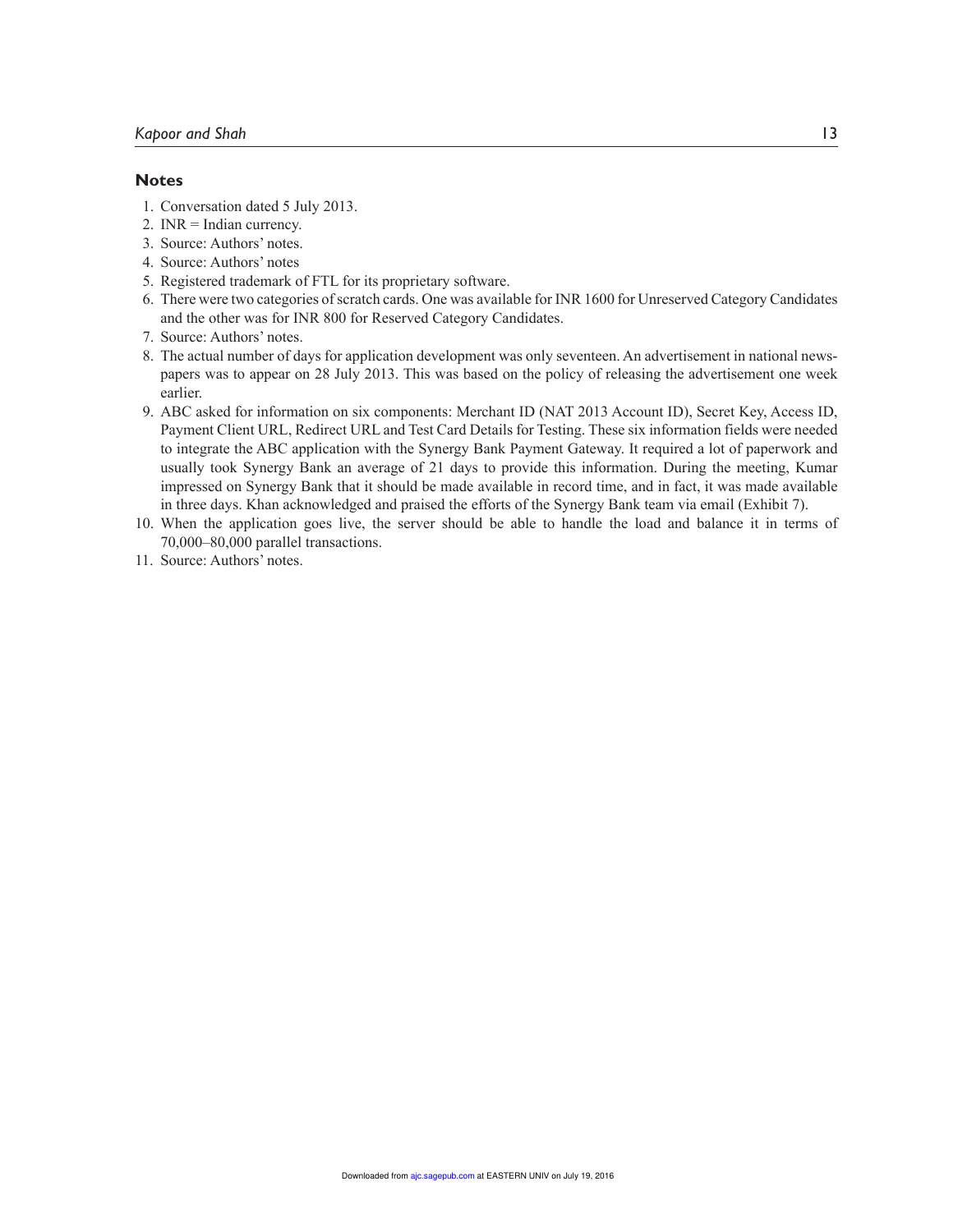## Notes

1. Conversation dated 5 July 2013.
2. INR = Indian currency.
3. Source: Authors' notes.
4. Source: Authors' notes
5. Registered trademark of FTL for its proprietary software.
6. There were two categories of scratch cards. One was available for INR 1600 for Unreserved Category Candidates and the other was for INR 800 for Reserved Category Candidates.
7. Source: Authors' notes.
8. The actual number of days for application development was only seventeen. An advertisement in national newspapers was to appear on 28 July 2013. This was based on the policy of releasing the advertisement one week earlier.
9. ABC asked for information on six components: Merchant ID (NAT 2013 Account ID), Secret Key, Access ID, Payment Client URL, Redirect URL and Test Card Details for Testing. These six information fields were needed to integrate the ABC application with the Synergy Bank Payment Gateway. It required a lot of paperwork and usually took Synergy Bank an average of 21 days to provide this information. During the meeting, Kumar impressed on Synergy Bank that it should be made available in record time, and in fact, it was made available in three days. Khan acknowledged and praised the efforts of the Synergy Bank team via email (Exhibit 7).
10. When the application goes live, the server should be able to handle the load and balance it in terms of 70,000–80,000 parallel transactions.
11. Source: Authors' notes.

Downloaded from ajc.sagepub.com at EASTERN UNIV on July 19, 2016